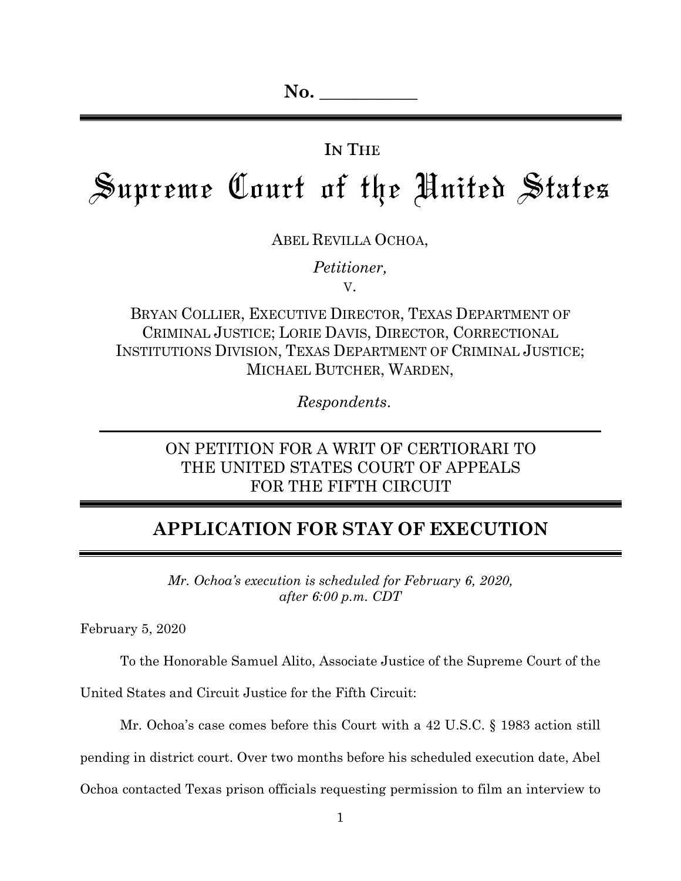**No. \_\_\_\_\_\_\_\_\_\_\_**

---

IN THE

# Supreme Court of the United States

ABEL REVILLA OCHOA,

*Petitioner,*

v.

BRYAN COLLIER, EXECUTIVE DIRECTOR, TEXAS DEPARTMENT OF CRIMINAL JUSTICE; LORIE DAVIS, DIRECTOR, CORRECTIONAL INSTITUTIONS DIVISION, TEXAS DEPARTMENT OF CRIMINAL JUSTICE; MICHAEL BUTCHER, WARDEN,

*Respondents*.

---

ON PETITION FOR A WRIT OF CERTIORARI TO THE UNITED STATES COURT OF APPEALS FOR THE FIFTH CIRCUIT

---

## APPLICATION FOR STAY OF EXECUTION

---

*Mr. Ochoa's execution is scheduled for February 6, 2020, after 6:00 p.m. CDT*

February 5, 2020

To the Honorable Samuel Alito, Associate Justice of the Supreme Court of the United States and Circuit Justice for the Fifth Circuit:

Mr. Ochoa's case comes before this Court with a 42 U.S.C. § 1983 action still pending in district court. Over two months before his scheduled execution date, Abel Ochoa contacted Texas prison officials requesting permission to film an interview to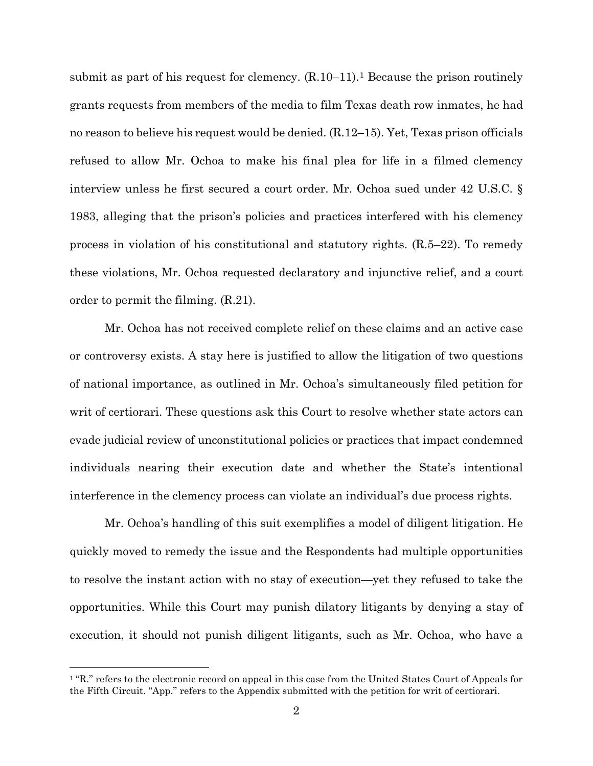submit as part of his request for clemency. (R.10–11).[1] Because the prison routinely grants requests from members of the media to film Texas death row inmates, he had no reason to believe his request would be denied. (R.12–15). Yet, Texas prison officials refused to allow Mr. Ochoa to make his final plea for life in a filmed clemency interview unless he first secured a court order. Mr. Ochoa sued under 42 U.S.C. § 1983, alleging that the prison's policies and practices interfered with his clemency process in violation of his constitutional and statutory rights. (R.5–22). To remedy these violations, Mr. Ochoa requested declaratory and injunctive relief, and a court order to permit the filming. (R.21).

Mr. Ochoa has not received complete relief on these claims and an active case or controversy exists. A stay here is justified to allow the litigation of two questions of national importance, as outlined in Mr. Ochoa's simultaneously filed petition for writ of certiorari. These questions ask this Court to resolve whether state actors can evade judicial review of unconstitutional policies or practices that impact condemned individuals nearing their execution date and whether the State's intentional interference in the clemency process can violate an individual's due process rights.

Mr. Ochoa's handling of this suit exemplifies a model of diligent litigation. He quickly moved to remedy the issue and the Respondents had multiple opportunities to resolve the instant action with no stay of execution—yet they refused to take the opportunities. While this Court may punish dilatory litigants by denying a stay of execution, it should not punish diligent litigants, such as Mr. Ochoa, who have a

[1] "R." refers to the electronic record on appeal in this case from the United States Court of Appeals for the Fifth Circuit. "App." refers to the Appendix submitted with the petition for writ of certiorari.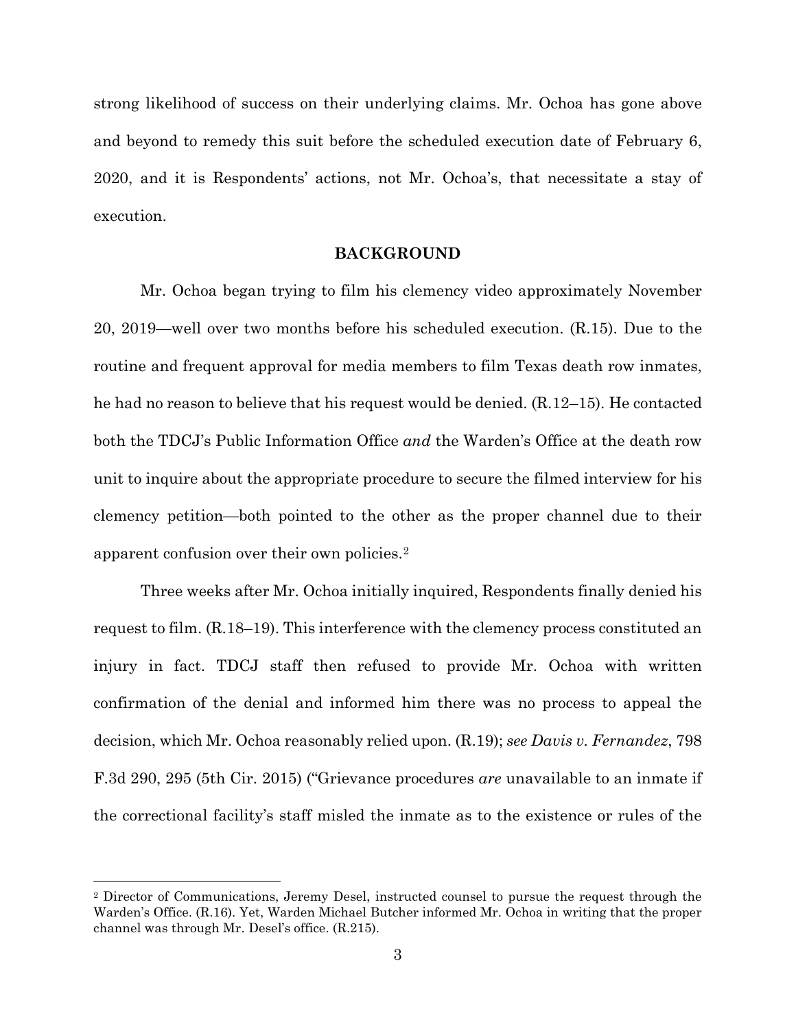strong likelihood of success on their underlying claims. Mr. Ochoa has gone above and beyond to remedy this suit before the scheduled execution date of February 6, 2020, and it is Respondents' actions, not Mr. Ochoa's, that necessitate a stay of execution.

## BACKGROUND

Mr. Ochoa began trying to film his clemency video approximately November 20, 2019—well over two months before his scheduled execution. (R.15). Due to the routine and frequent approval for media members to film Texas death row inmates, he had no reason to believe that his request would be denied. (R.12–15). He contacted both the TDCJ's Public Information Office *and* the Warden's Office at the death row unit to inquire about the appropriate procedure to secure the filmed interview for his clemency petition—both pointed to the other as the proper channel due to their apparent confusion over their own policies.[2]

Three weeks after Mr. Ochoa initially inquired, Respondents finally denied his request to film. (R.18–19). This interference with the clemency process constituted an injury in fact. TDCJ staff then refused to provide Mr. Ochoa with written confirmation of the denial and informed him there was no process to appeal the decision, which Mr. Ochoa reasonably relied upon. (R.19); *see Davis v. Fernandez*, 798 F.3d 290, 295 (5th Cir. 2015) ("Grievance procedures *are* unavailable to an inmate if the correctional facility's staff misled the inmate as to the existence or rules of the

---

[2] Director of Communications, Jeremy Desel, instructed counsel to pursue the request through the Warden's Office. (R.16). Yet, Warden Michael Butcher informed Mr. Ochoa in writing that the proper channel was through Mr. Desel's office. (R.215).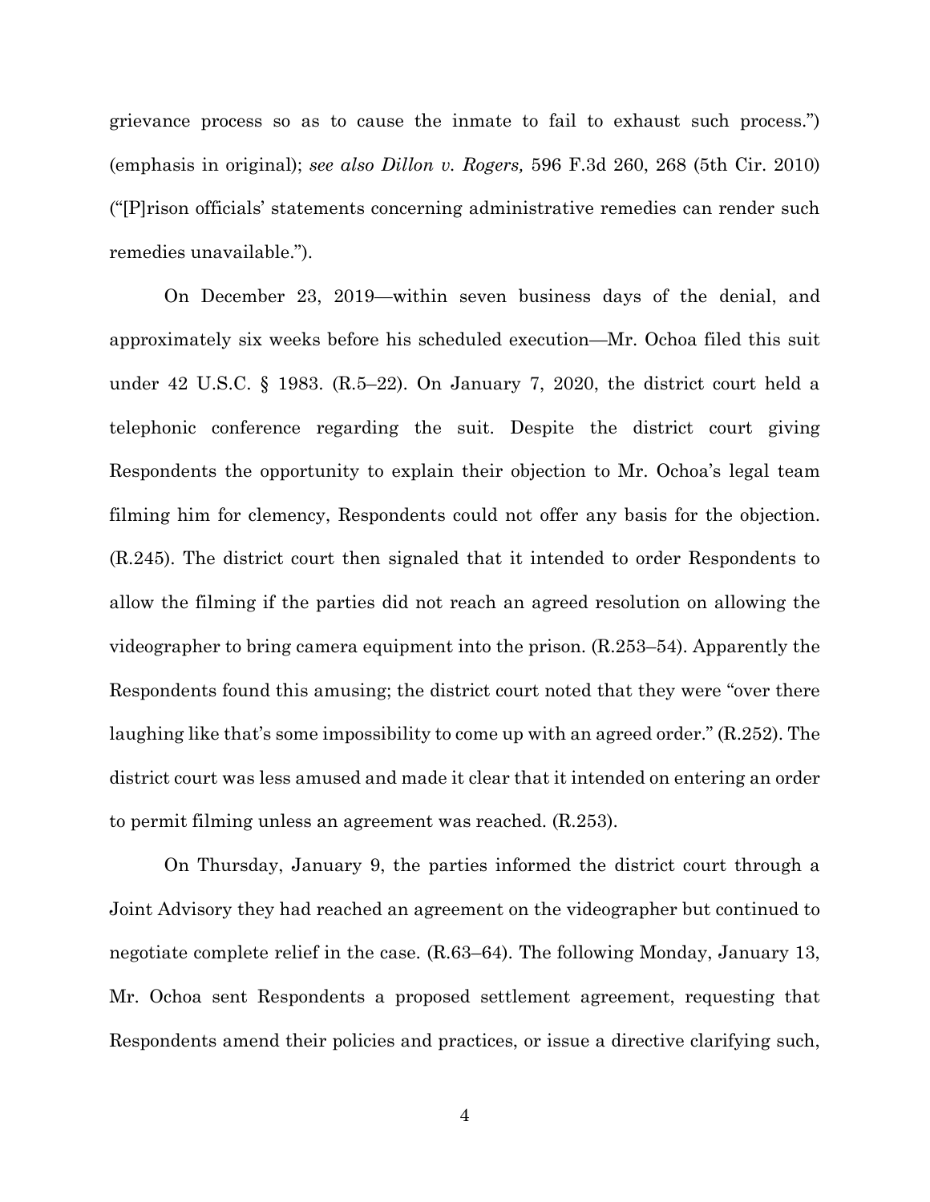grievance process so as to cause the inmate to fail to exhaust such process.") (emphasis in original); *see also Dillon v. Rogers,* 596 F.3d 260, 268 (5th Cir. 2010) ("[P]rison officials' statements concerning administrative remedies can render such remedies unavailable.").

On December 23, 2019—within seven business days of the denial, and approximately six weeks before his scheduled execution—Mr. Ochoa filed this suit under 42 U.S.C. § 1983. (R.5–22). On January 7, 2020, the district court held a telephonic conference regarding the suit. Despite the district court giving Respondents the opportunity to explain their objection to Mr. Ochoa's legal team filming him for clemency, Respondents could not offer any basis for the objection. (R.245). The district court then signaled that it intended to order Respondents to allow the filming if the parties did not reach an agreed resolution on allowing the videographer to bring camera equipment into the prison. (R.253–54). Apparently the Respondents found this amusing; the district court noted that they were "over there laughing like that's some impossibility to come up with an agreed order." (R.252). The district court was less amused and made it clear that it intended on entering an order to permit filming unless an agreement was reached. (R.253).

On Thursday, January 9, the parties informed the district court through a Joint Advisory they had reached an agreement on the videographer but continued to negotiate complete relief in the case. (R.63–64). The following Monday, January 13, Mr. Ochoa sent Respondents a proposed settlement agreement, requesting that Respondents amend their policies and practices, or issue a directive clarifying such,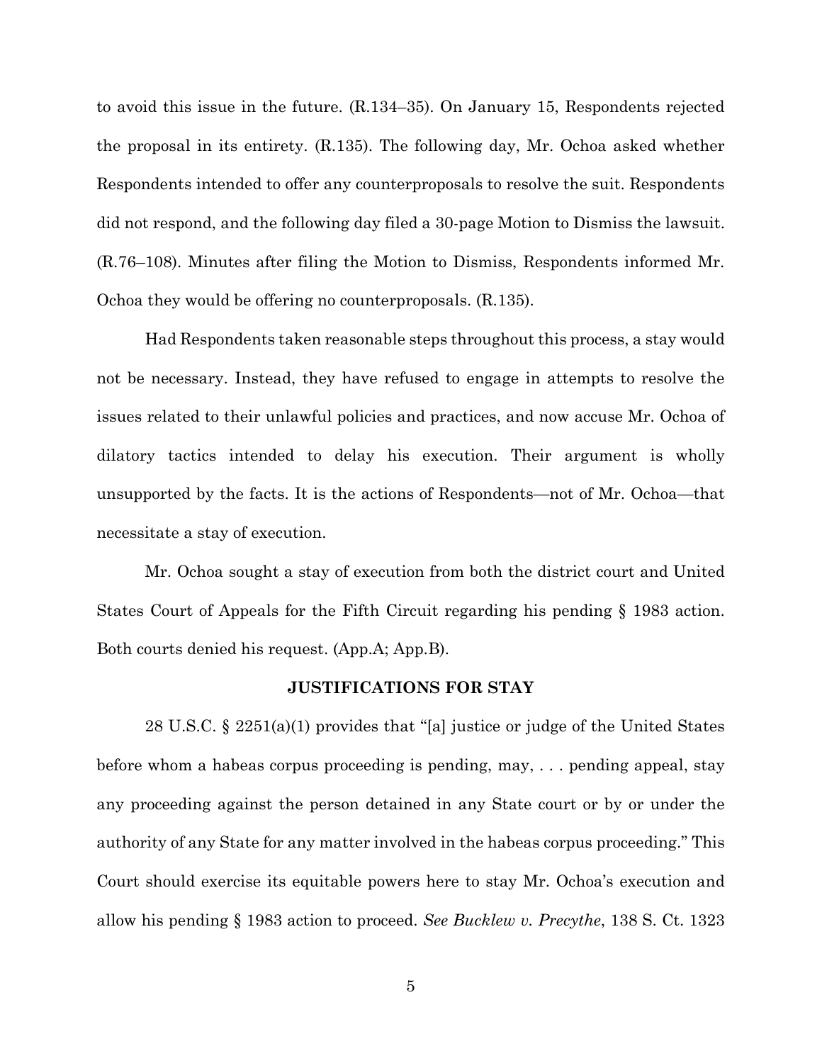to avoid this issue in the future. (R.134–35). On January 15, Respondents rejected the proposal in its entirety. (R.135). The following day, Mr. Ochoa asked whether Respondents intended to offer any counterproposals to resolve the suit. Respondents did not respond, and the following day filed a 30-page Motion to Dismiss the lawsuit. (R.76–108). Minutes after filing the Motion to Dismiss, Respondents informed Mr. Ochoa they would be offering no counterproposals. (R.135).

Had Respondents taken reasonable steps throughout this process, a stay would not be necessary. Instead, they have refused to engage in attempts to resolve the issues related to their unlawful policies and practices, and now accuse Mr. Ochoa of dilatory tactics intended to delay his execution. Their argument is wholly unsupported by the facts. It is the actions of Respondents—not of Mr. Ochoa—that necessitate a stay of execution.

Mr. Ochoa sought a stay of execution from both the district court and United States Court of Appeals for the Fifth Circuit regarding his pending § 1983 action. Both courts denied his request. (App.A; App.B).

## JUSTIFICATIONS FOR STAY

28 U.S.C. § 2251(a)(1) provides that "[a] justice or judge of the United States before whom a habeas corpus proceeding is pending, may, . . . pending appeal, stay any proceeding against the person detained in any State court or by or under the authority of any State for any matter involved in the habeas corpus proceeding." This Court should exercise its equitable powers here to stay Mr. Ochoa's execution and allow his pending § 1983 action to proceed. *See Bucklew v. Precythe*, 138 S. Ct. 1323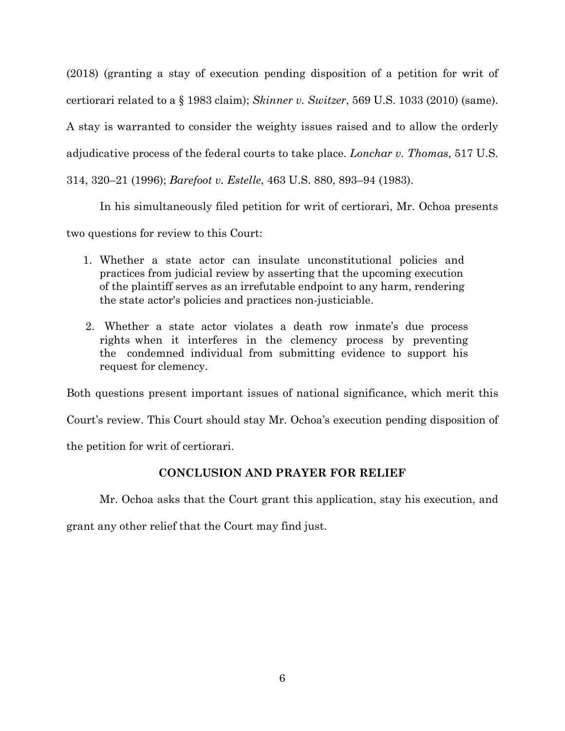(2018) (granting a stay of execution pending disposition of a petition for writ of certiorari related to a § 1983 claim); *Skinner v. Switzer*, 569 U.S. 1033 (2010) (same). A stay is warranted to consider the weighty issues raised and to allow the orderly adjudicative process of the federal courts to take place. *Lonchar v. Thomas*, 517 U.S. 314, 320–21 (1996); *Barefoot v. Estelle*, 463 U.S. 880, 893–94 (1983).

In his simultaneously filed petition for writ of certiorari, Mr. Ochoa presents two questions for review to this Court:

1. Whether a state actor can insulate unconstitutional policies and practices from judicial review by asserting that the upcoming execution of the plaintiff serves as an irrefutable endpoint to any harm, rendering the state actor's policies and practices non-justiciable.
2. Whether a state actor violates a death row inmate's due process rights when it interferes in the clemency process by preventing the condemned individual from submitting evidence to support his request for clemency.

Both questions present important issues of national significance, which merit this Court's review. This Court should stay Mr. Ochoa's execution pending disposition of the petition for writ of certiorari.

## CONCLUSION AND PRAYER FOR RELIEF

Mr. Ochoa asks that the Court grant this application, stay his execution, and grant any other relief that the Court may find just.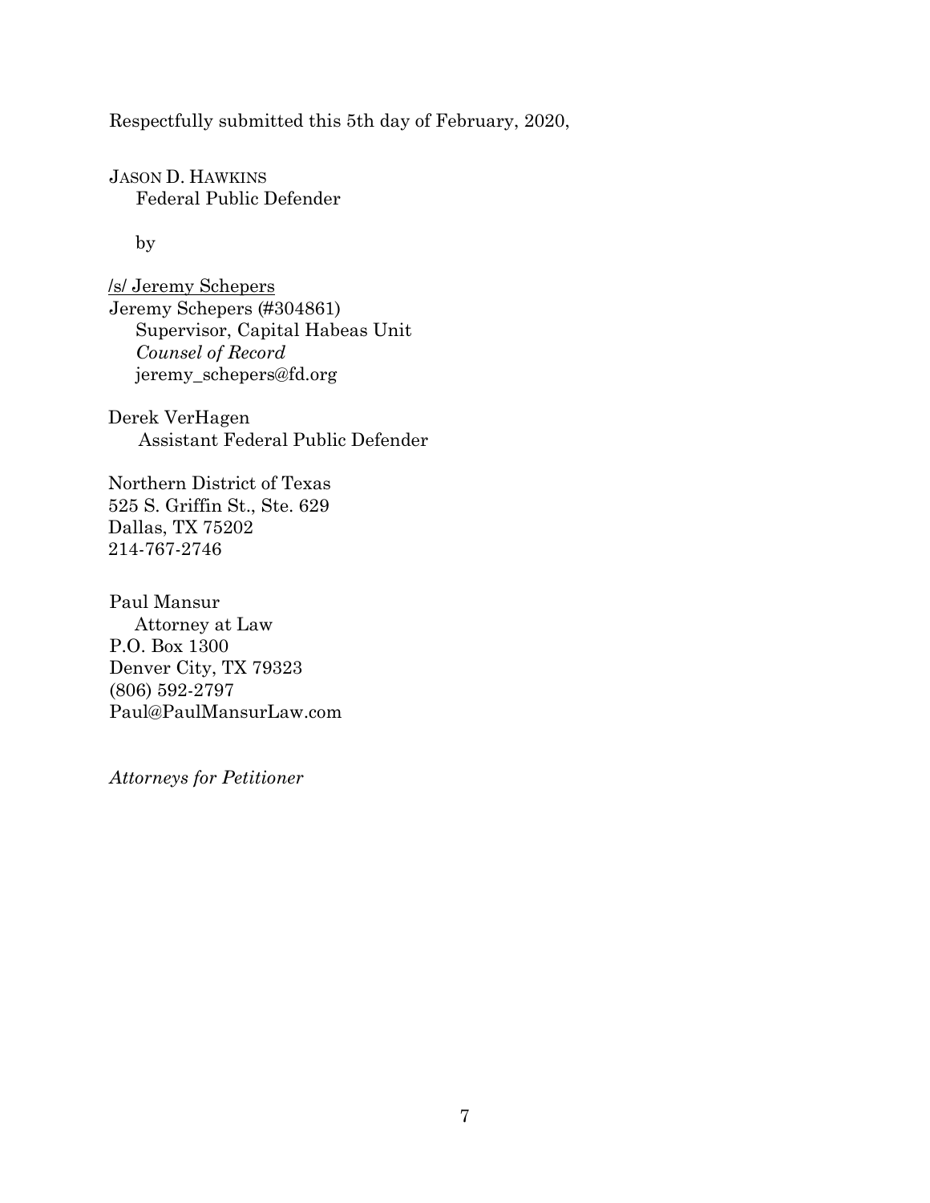Respectfully submitted this 5th day of February, 2020,

JASON D. HAWKINS
Federal Public Defender

by

/s/ Jeremy Schepers
Jeremy Schepers (#304861)
Supervisor, Capital Habeas Unit
*Counsel of Record*
jeremy_schepers@fd.org

Derek VerHagen
Assistant Federal Public Defender

Northern District of Texas
525 S. Griffin St., Ste. 629
Dallas, TX 75202
214-767-2746

Paul Mansur
Attorney at Law
P.O. Box 1300
Denver City, TX 79323
(806) 592-2797
Paul@PaulMansurLaw.com

*Attorneys for Petitioner*